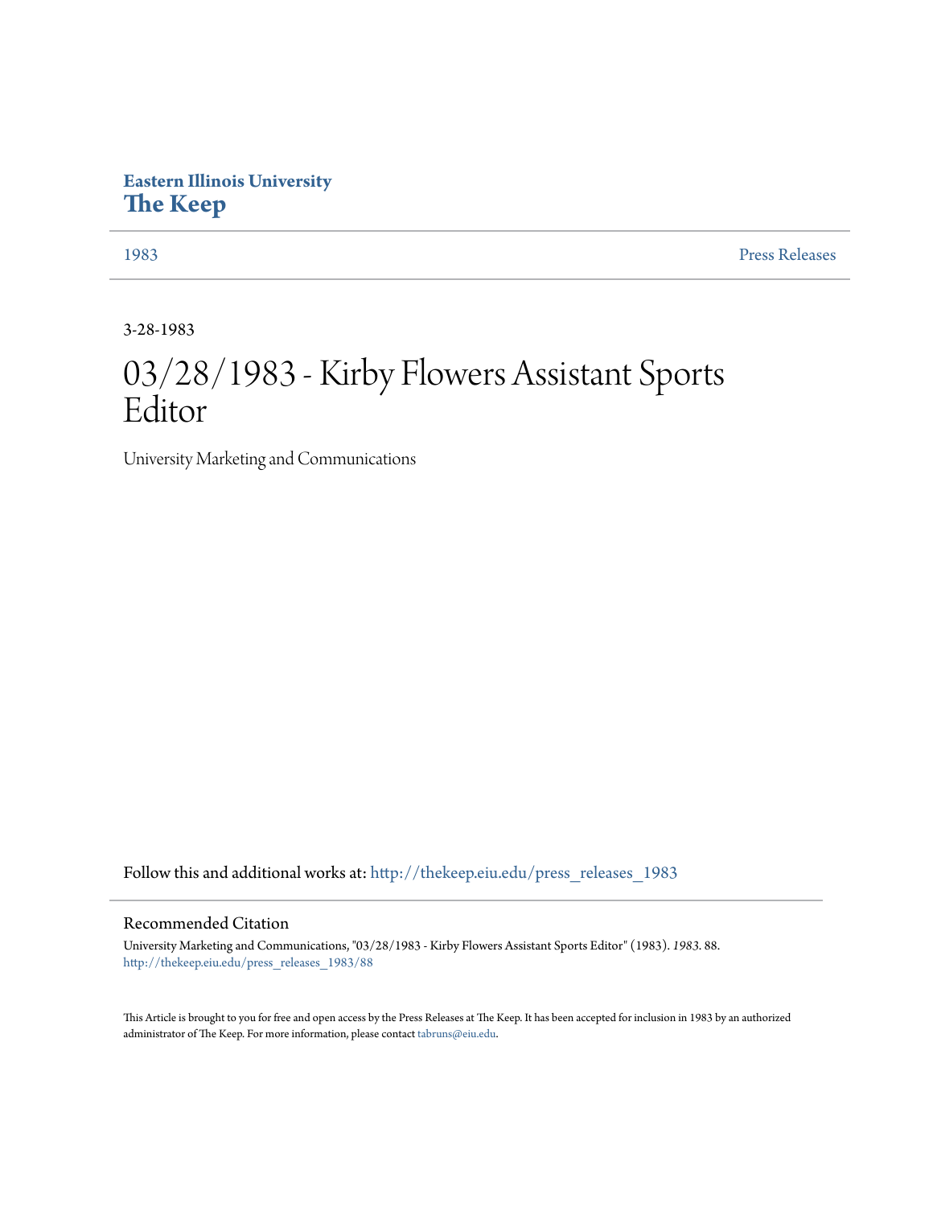Eastern Illinois University
**The Keep**

1983 | Press Releases

3-28-1983

# 03/28/1983 - Kirby Flowers Assistant Sports Editor

University Marketing and Communications

Follow this and additional works at: http://thekeep.eiu.edu/press_releases_1983

## Recommended Citation

University Marketing and Communications, "03/28/1983 - Kirby Flowers Assistant Sports Editor" (1983). *1983*. 88.
http://thekeep.eiu.edu/press_releases_1983/88

This Article is brought to you for free and open access by the Press Releases at The Keep. It has been accepted for inclusion in 1983 by an authorized administrator of The Keep. For more information, please contact tabruns@eiu.edu.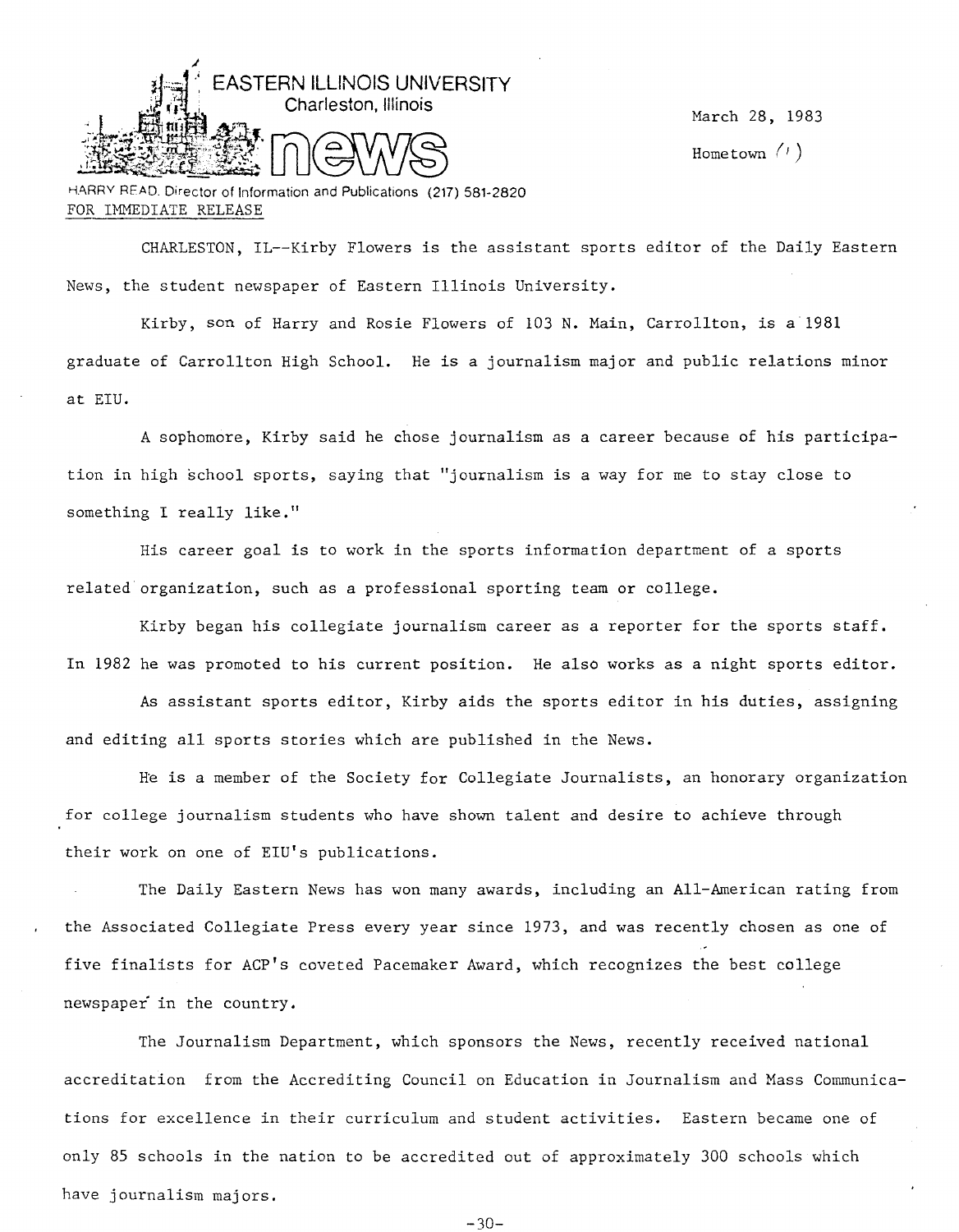EASTERN ILLINOIS UNIVERSITY
Charleston, Illinois

news

March 28, 1983

Hometown (1)

HARRY READ, Director of Information and Publications (217) 581-2820

FOR IMMEDIATE RELEASE

CHARLESTON, IL--Kirby Flowers is the assistant sports editor of the Daily Eastern News, the student newspaper of Eastern Illinois University.

Kirby, son of Harry and Rosie Flowers of 103 N. Main, Carrollton, is a 1981 graduate of Carrollton High School. He is a journalism major and public relations minor at EIU.

A sophomore, Kirby said he chose journalism as a career because of his participation in high school sports, saying that "journalism is a way for me to stay close to something I really like."

His career goal is to work in the sports information department of a sports related organization, such as a professional sporting team or college.

Kirby began his collegiate journalism career as a reporter for the sports staff. In 1982 he was promoted to his current position. He also works as a night sports editor.

As assistant sports editor, Kirby aids the sports editor in his duties, assigning and editing all sports stories which are published in the News.

He is a member of the Society for Collegiate Journalists, an honorary organization for college journalism students who have shown talent and desire to achieve through their work on one of EIU's publications.

The Daily Eastern News has won many awards, including an All-American rating from the Associated Collegiate Press every year since 1973, and was recently chosen as one of five finalists for ACP's coveted Pacemaker Award, which recognizes the best college newspaper in the country.

The Journalism Department, which sponsors the News, recently received national accreditation from the Accrediting Council on Education in Journalism and Mass Communications for excellence in their curriculum and student activities. Eastern became one of only 85 schools in the nation to be accredited out of approximately 300 schools which have journalism majors.

-30-